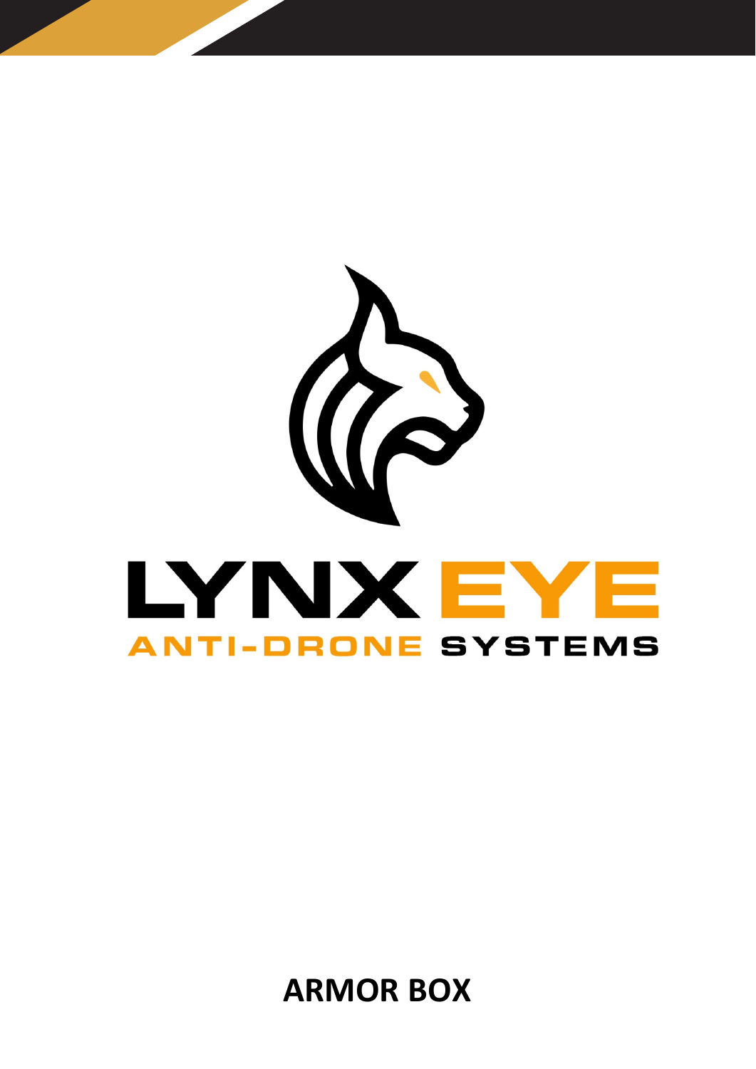# LYNX EYE

ANTI-DRONE SYSTEMS

**ARMOR BOX**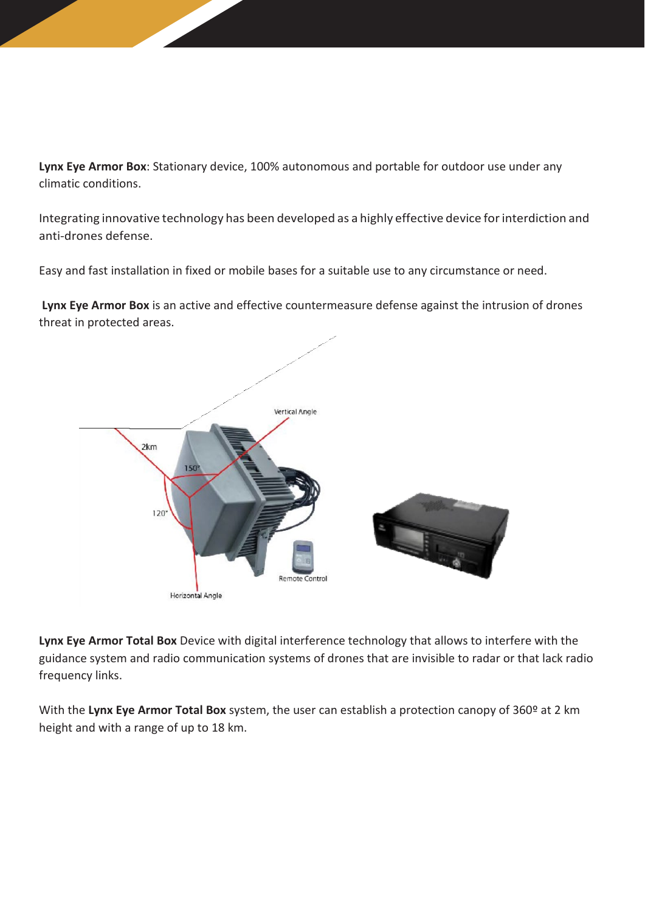**Lynx Eye Armor Box**: Stationary device, 100% autonomous and portable for outdoor use under any climatic conditions.

Integrating innovative technology has been developed as a highly effective device for interdiction and anti-drones defense.

Easy and fast installation in fixed or mobile bases for a suitable use to any circumstance or need.

**Lynx Eye Armor Box** is an active and effective countermeasure defense against the intrusion of drones threat in protected areas.

**Lynx Eye Armor Total Box** Device with digital interference technology that allows to interfere with the guidance system and radio communication systems of drones that are invisible to radar or that lack radio frequency links.

With the **Lynx Eye Armor Total Box** system, the user can establish a protection canopy of 360º at 2 km height and with a range of up to 18 km.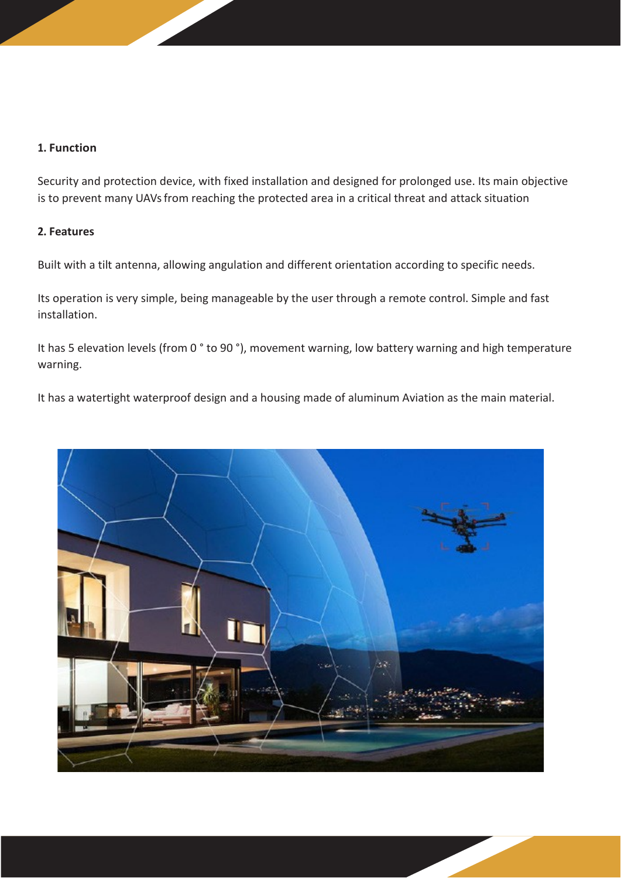**1. Function**

Security and protection device, with fixed installation and designed for prolonged use. Its main objective is to prevent many UAVs from reaching the protected area in a critical threat and attack situation

**2. Features**

Built with a tilt antenna, allowing angulation and different orientation according to specific needs.

Its operation is very simple, being manageable by the user through a remote control. Simple and fast installation.

It has 5 elevation levels (from 0 ° to 90 °), movement warning, low battery warning and high temperature warning.

It has a watertight waterproof design and a housing made of aluminum Aviation as the main material.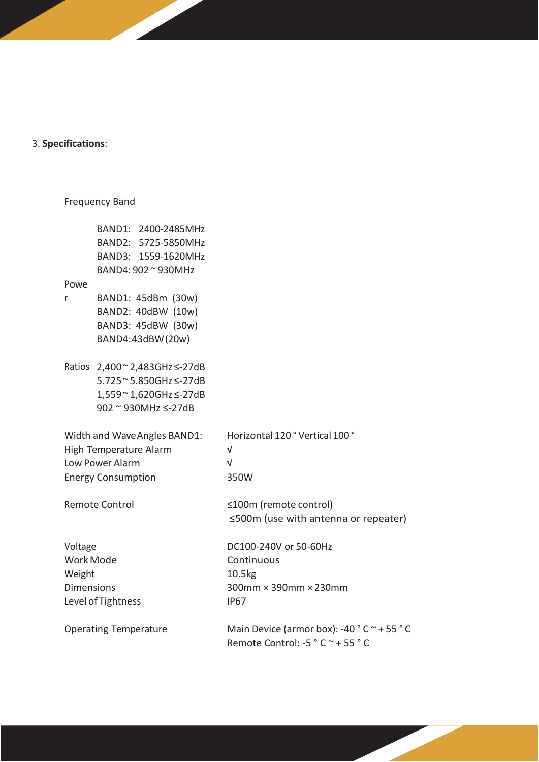3. **Specifications**:

| | |
|---|---|
| Frequency Band | BAND1: 2400-2485MHz<br>BAND2: 5725-5850MHz<br>BAND3: 1559-1620MHz<br>BAND4: 902 ~ 930MHz |
| Power | BAND1: 45dBm (30w)<br>BAND2: 40dBW (10w)<br>BAND3: 45dBW (30w)<br>BAND4: 43dBW (20w) |
| Ratios | 2,400 ~ 2,483GHz ≤-27dB<br>5.725 ~ 5.850GHz ≤-27dB<br>1,559 ~ 1,620GHz ≤-27dB<br>902 ~ 930MHz ≤-27dB |
| Width and Wave Angles BAND1: | Horizontal 120 ° Vertical 100 ° |
| High Temperature Alarm | √ |
| Low Power Alarm | √ |
| Energy Consumption | 350W |
| Remote Control | ≤100m (remote control)<br>≤500m (use with antenna or repeater) |
| Voltage | DC100-240V or 50-60Hz |
| Work Mode | Continuous |
| Weight | 10.5kg |
| Dimensions | 300mm × 390mm × 230mm |
| Level of Tightness | IP67 |
| Operating Temperature | Main Device (armor box): -40 ° C ~ + 55 ° C<br>Remote Control: -5 ° C ~ + 55 ° C |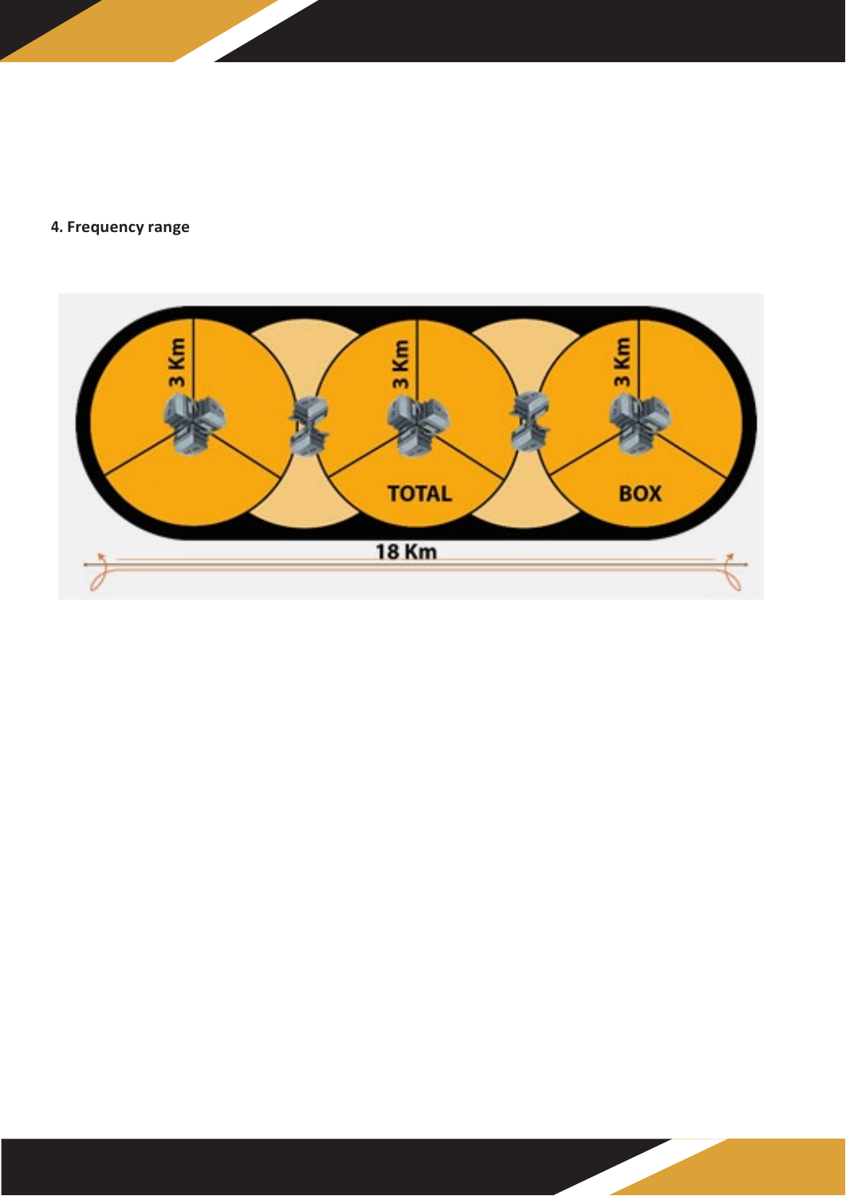**4. Frequency range**

3 Km

3 Km

3 Km

TOTAL

BOX

18 Km